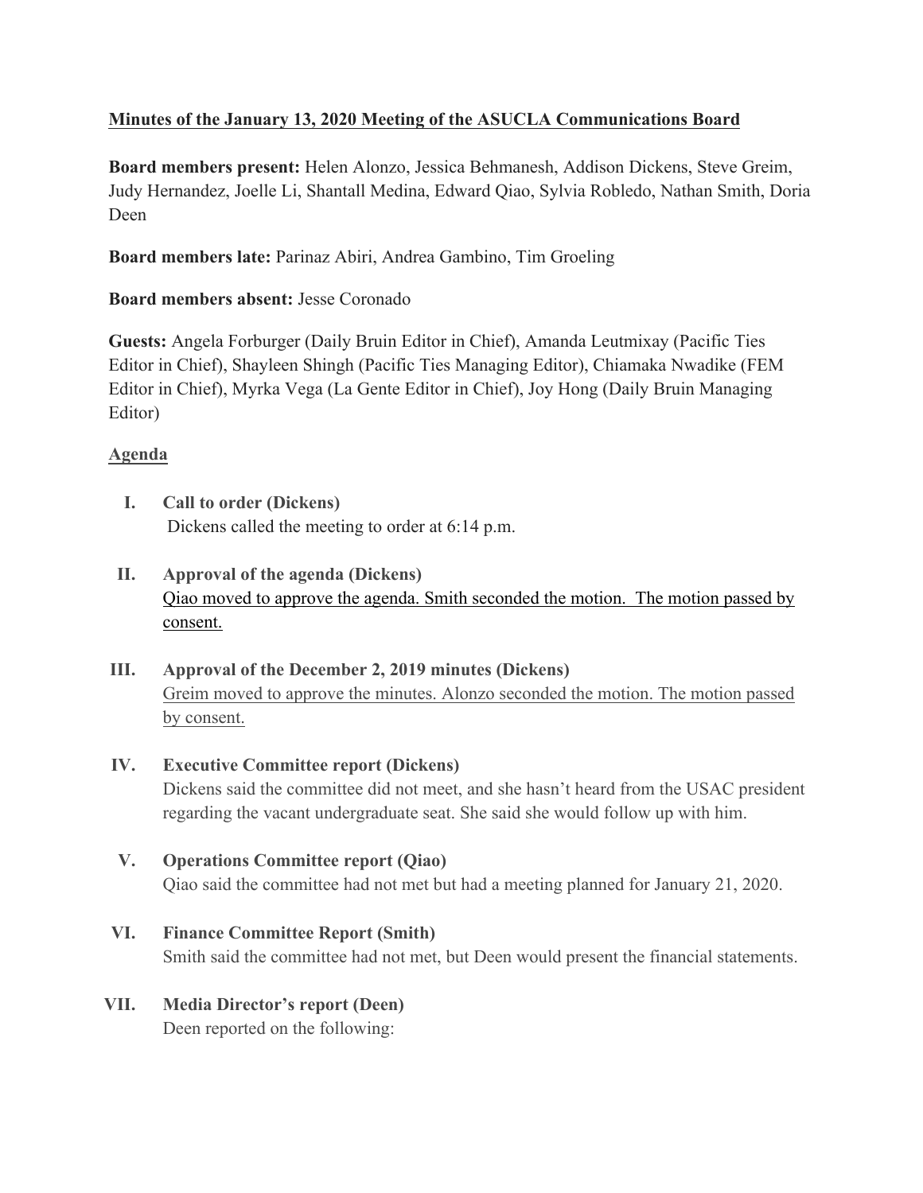**<u>Minutes of the January 13, 2020 Meeting of the ASUCLA Communications Board</u>**

**Board members present:** Helen Alonzo, Jessica Behmanesh, Addison Dickens, Steve Greim, Judy Hernandez, Joelle Li, Shantall Medina, Edward Qiao, Sylvia Robledo, Nathan Smith, Doria Deen

**Board members late:** Parinaz Abiri, Andrea Gambino, Tim Groeling

**Board members absent:** Jesse Coronado

**Guests:** Angela Forburger (Daily Bruin Editor in Chief), Amanda Leutmixay (Pacific Ties Editor in Chief), Shayleen Shingh (Pacific Ties Managing Editor), Chiamaka Nwadike (FEM Editor in Chief), Myrka Vega (La Gente Editor in Chief), Joy Hong (Daily Bruin Managing Editor)

**<u>Agenda</u>**

I. **Call to order (Dickens)**
Dickens called the meeting to order at 6:14 p.m.

II. **Approval of the agenda (Dickens)**
<u>Qiao moved to approve the agenda. Smith seconded the motion. The motion passed by consent.</u>

III. **Approval of the December 2, 2019 minutes (Dickens)**
<u>Greim moved to approve the minutes. Alonzo seconded the motion. The motion passed by consent.</u>

IV. **Executive Committee report (Dickens)**
Dickens said the committee did not meet, and she hasn't heard from the USAC president regarding the vacant undergraduate seat. She said she would follow up with him.

V. **Operations Committee report (Qiao)**
Qiao said the committee had not met but had a meeting planned for January 21, 2020.

VI. **Finance Committee Report (Smith)**
Smith said the committee had not met, but Deen would present the financial statements.

VII. **Media Director's report (Deen)**
Deen reported on the following: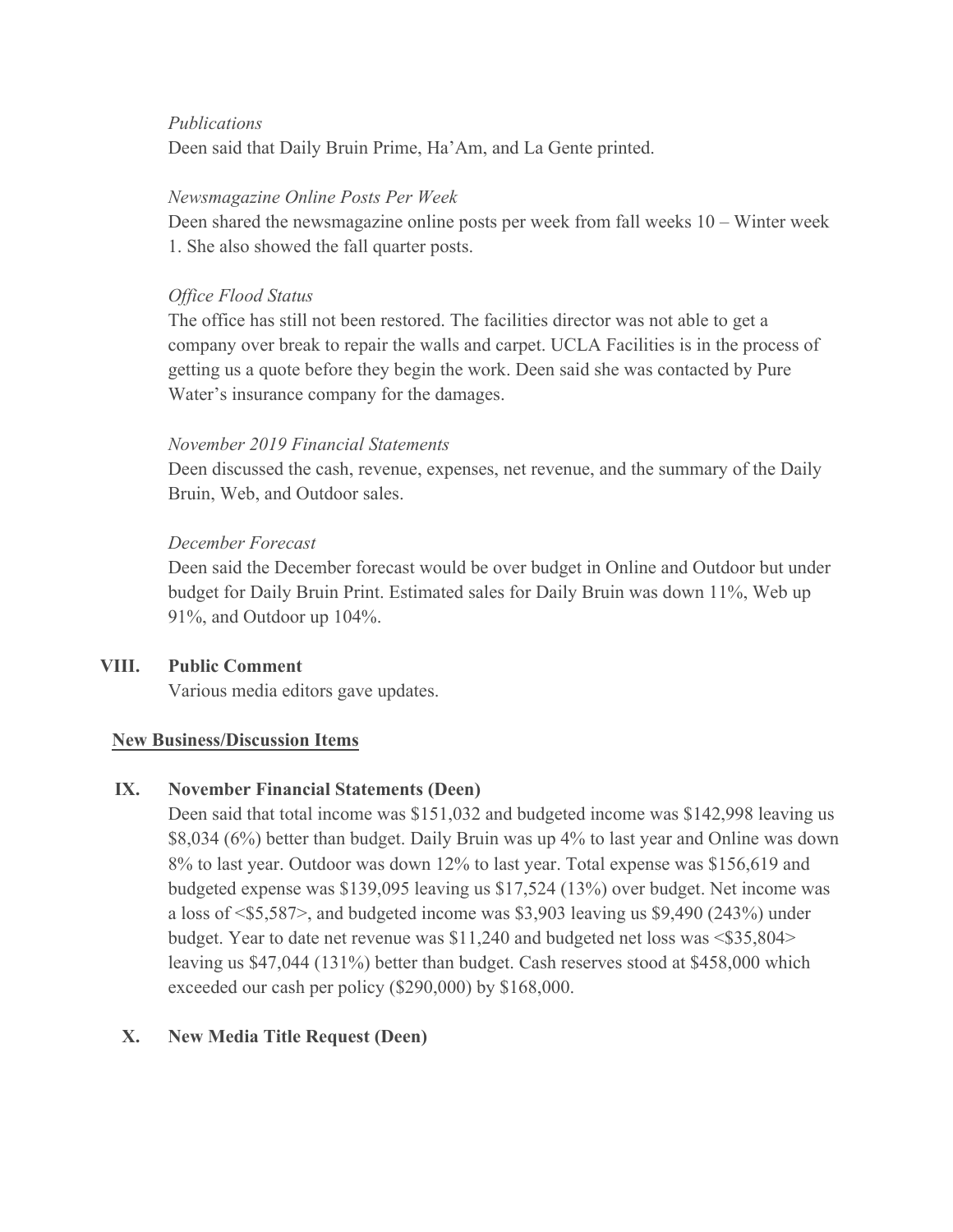*Publications*

Deen said that Daily Bruin Prime, Ha'Am, and La Gente printed.

*Newsmagazine Online Posts Per Week*

Deen shared the newsmagazine online posts per week from fall weeks 10 – Winter week 1. She also showed the fall quarter posts.

*Office Flood Status*

The office has still not been restored. The facilities director was not able to get a company over break to repair the walls and carpet. UCLA Facilities is in the process of getting us a quote before they begin the work. Deen said she was contacted by Pure Water's insurance company for the damages.

*November 2019 Financial Statements*

Deen discussed the cash, revenue, expenses, net revenue, and the summary of the Daily Bruin, Web, and Outdoor sales.

*December Forecast*

Deen said the December forecast would be over budget in Online and Outdoor but under budget for Daily Bruin Print. Estimated sales for Daily Bruin was down 11%, Web up 91%, and Outdoor up 104%.

**VIII. Public Comment**

Various media editors gave updates.

**New Business/Discussion Items**

**IX. November Financial Statements (Deen)**

Deen said that total income was $151,032 and budgeted income was $142,998 leaving us $8,034 (6%) better than budget. Daily Bruin was up 4% to last year and Online was down 8% to last year. Outdoor was down 12% to last year. Total expense was $156,619 and budgeted expense was $139,095 leaving us $17,524 (13%) over budget. Net income was a loss of <$5,587>, and budgeted income was $3,903 leaving us $9,490 (243%) under budget. Year to date net revenue was $11,240 and budgeted net loss was <$35,804> leaving us $47,044 (131%) better than budget. Cash reserves stood at $458,000 which exceeded our cash per policy ($290,000) by $168,000.

**X. New Media Title Request (Deen)**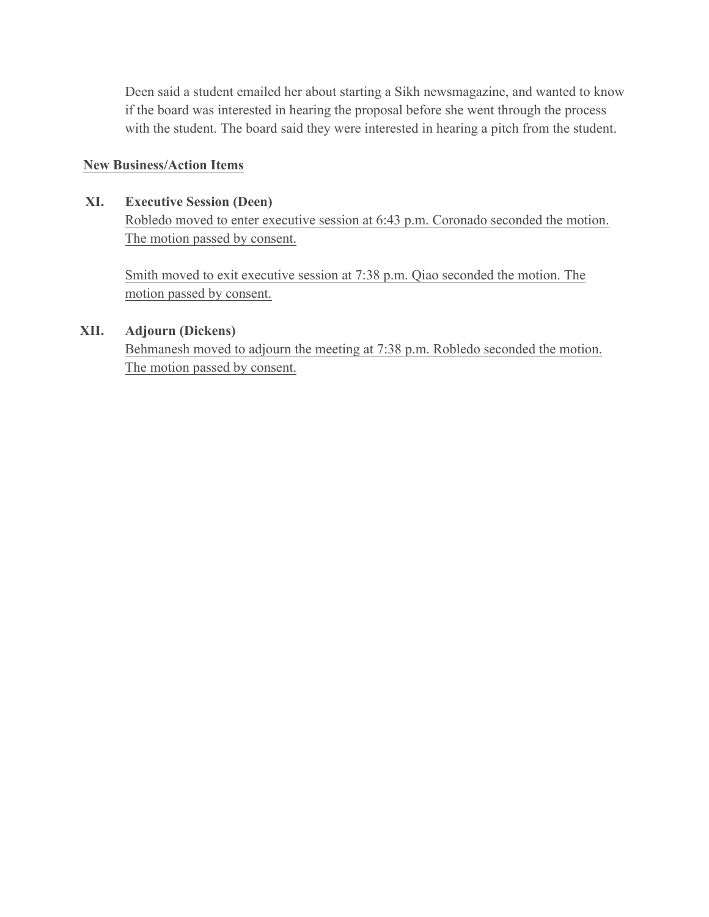Deen said a student emailed her about starting a Sikh newsmagazine, and wanted to know if the board was interested in hearing the proposal before she went through the process with the student. The board said they were interested in hearing a pitch from the student.

**New Business/Action Items**

**XI. Executive Session (Deen)**

Robledo moved to enter executive session at 6:43 p.m. Coronado seconded the motion. The motion passed by consent.

Smith moved to exit executive session at 7:38 p.m. Qiao seconded the motion. The motion passed by consent.

**XII. Adjourn (Dickens)**

Behmanesh moved to adjourn the meeting at 7:38 p.m. Robledo seconded the motion. The motion passed by consent.